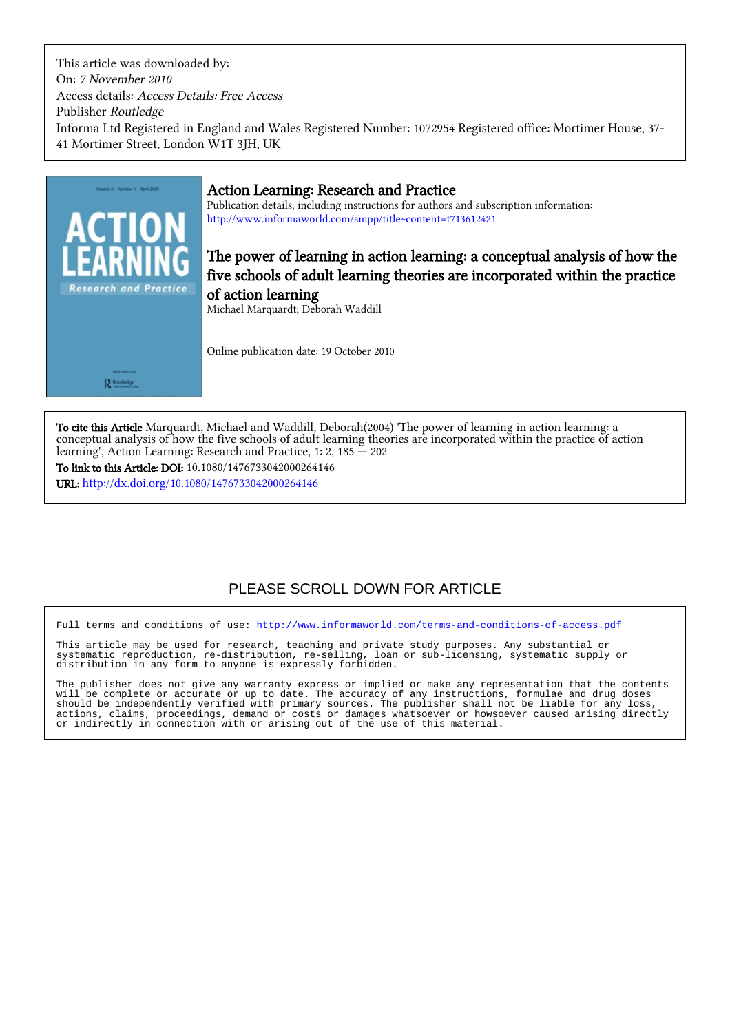This article was downloaded by:
On: *7 November 2010*
Access details: *Access Details: Free Access*
Publisher *Routledge*
Informa Ltd Registered in England and Wales Registered Number: 1072954 Registered office: Mortimer House, 37-41 Mortimer Street, London W1T 3JH, UK

# Action Learning: Research and Practice

Publication details, including instructions for authors and subscription information:
http://www.informaworld.com/smpp/title~content=t713612421

## The power of learning in action learning: a conceptual analysis of how the five schools of adult learning theories are incorporated within the practice of action learning

Michael Marquardt; Deborah Waddill

Online publication date: 19 October 2010

**To cite this Article** Marquardt, Michael and Waddill, Deborah(2004) 'The power of learning in action learning: a conceptual analysis of how the five schools of adult learning theories are incorporated within the practice of action learning', Action Learning: Research and Practice, 1: 2, 185 — 202

**To link to this Article: DOI:** 10.1080/1476733042000264146

**URL:** http://dx.doi.org/10.1080/1476733042000264146

PLEASE SCROLL DOWN FOR ARTICLE

Full terms and conditions of use: http://www.informaworld.com/terms-and-conditions-of-access.pdf

This article may be used for research, teaching and private study purposes. Any substantial or systematic reproduction, re-distribution, re-selling, loan or sub-licensing, systematic supply or distribution in any form to anyone is expressly forbidden.

The publisher does not give any warranty express or implied or make any representation that the contents will be complete or accurate or up to date. The accuracy of any instructions, formulae and drug doses should be independently verified with primary sources. The publisher shall not be liable for any loss, actions, claims, proceedings, demand or costs or damages whatsoever or howsoever caused arising directly or indirectly in connection with or arising out of the use of this material.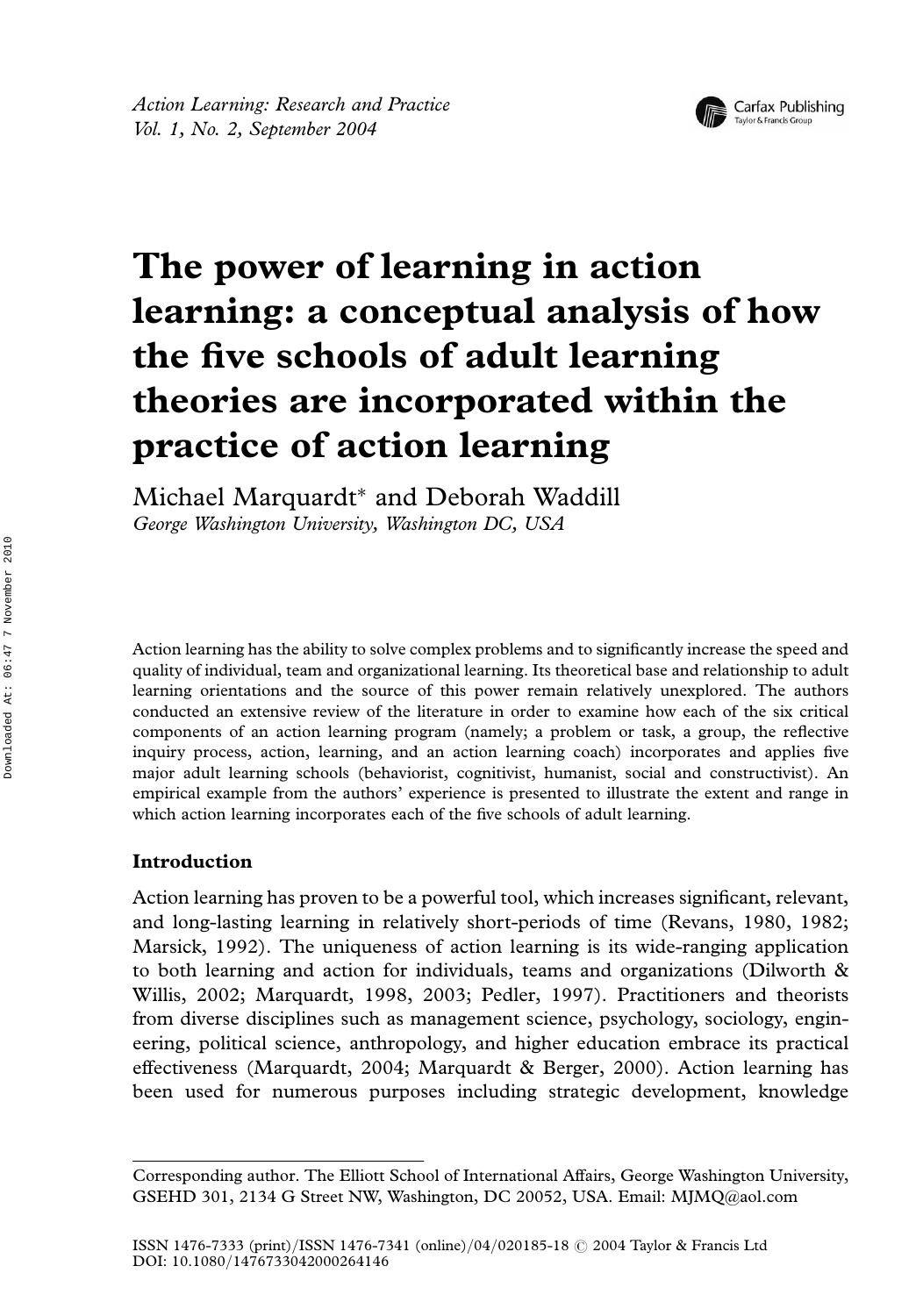*Action Learning: Research and Practice*
*Vol. 1, No. 2, September 2004*

# The power of learning in action learning: a conceptual analysis of how the five schools of adult learning theories are incorporated within the practice of action learning

Michael Marquardt* and Deborah Waddill

*George Washington University, Washington DC, USA*

Action learning has the ability to solve complex problems and to significantly increase the speed and quality of individual, team and organizational learning. Its theoretical base and relationship to adult learning orientations and the source of this power remain relatively unexplored. The authors conducted an extensive review of the literature in order to examine how each of the six critical components of an action learning program (namely; a problem or task, a group, the reflective inquiry process, action, learning, and an action learning coach) incorporates and applies five major adult learning schools (behaviorist, cognitivist, humanist, social and constructivist). An empirical example from the authors' experience is presented to illustrate the extent and range in which action learning incorporates each of the five schools of adult learning.

## Introduction

Action learning has proven to be a powerful tool, which increases significant, relevant, and long-lasting learning in relatively short-periods of time (Revans, 1980, 1982; Marsick, 1992). The uniqueness of action learning is its wide-ranging application to both learning and action for individuals, teams and organizations (Dilworth & Willis, 2002; Marquardt, 1998, 2003; Pedler, 1997). Practitioners and theorists from diverse disciplines such as management science, psychology, sociology, engineering, political science, anthropology, and higher education embrace its practical effectiveness (Marquardt, 2004; Marquardt & Berger, 2000). Action learning has been used for numerous purposes including strategic development, knowledge

---

*Corresponding author. The Elliott School of International Affairs, George Washington University, GSEHD 301, 2134 G Street NW, Washington, DC 20052, USA. Email: MJMQ@aol.com

ISSN 1476-7333 (print)/ISSN 1476-7341 (online)/04/020185-18 © 2004 Taylor & Francis Ltd
DOI: 10.1080/1476733042000264146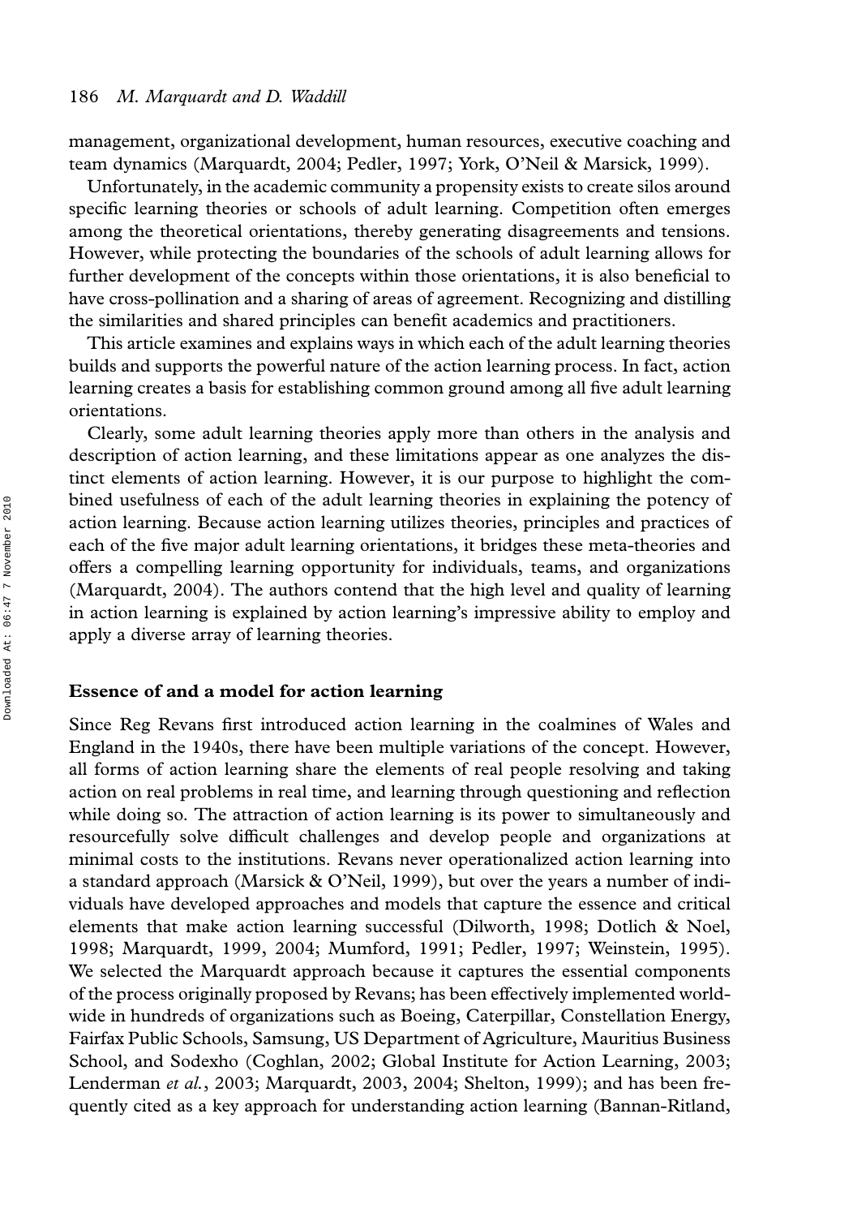management, organizational development, human resources, executive coaching and team dynamics (Marquardt, 2004; Pedler, 1997; York, O'Neil & Marsick, 1999).

Unfortunately, in the academic community a propensity exists to create silos around specific learning theories or schools of adult learning. Competition often emerges among the theoretical orientations, thereby generating disagreements and tensions. However, while protecting the boundaries of the schools of adult learning allows for further development of the concepts within those orientations, it is also beneficial to have cross-pollination and a sharing of areas of agreement. Recognizing and distilling the similarities and shared principles can benefit academics and practitioners.

This article examines and explains ways in which each of the adult learning theories builds and supports the powerful nature of the action learning process. In fact, action learning creates a basis for establishing common ground among all five adult learning orientations.

Clearly, some adult learning theories apply more than others in the analysis and description of action learning, and these limitations appear as one analyzes the distinct elements of action learning. However, it is our purpose to highlight the combined usefulness of each of the adult learning theories in explaining the potency of action learning. Because action learning utilizes theories, principles and practices of each of the five major adult learning orientations, it bridges these meta-theories and offers a compelling learning opportunity for individuals, teams, and organizations (Marquardt, 2004). The authors contend that the high level and quality of learning in action learning is explained by action learning's impressive ability to employ and apply a diverse array of learning theories.

## Essence of and a model for action learning

Since Reg Revans first introduced action learning in the coalmines of Wales and England in the 1940s, there have been multiple variations of the concept. However, all forms of action learning share the elements of real people resolving and taking action on real problems in real time, and learning through questioning and reflection while doing so. The attraction of action learning is its power to simultaneously and resourcefully solve difficult challenges and develop people and organizations at minimal costs to the institutions. Revans never operationalized action learning into a standard approach (Marsick & O'Neil, 1999), but over the years a number of individuals have developed approaches and models that capture the essence and critical elements that make action learning successful (Dilworth, 1998; Dotlich & Noel, 1998; Marquardt, 1999, 2004; Mumford, 1991; Pedler, 1997; Weinstein, 1995). We selected the Marquardt approach because it captures the essential components of the process originally proposed by Revans; has been effectively implemented worldwide in hundreds of organizations such as Boeing, Caterpillar, Constellation Energy, Fairfax Public Schools, Samsung, US Department of Agriculture, Mauritius Business School, and Sodexho (Coghlan, 2002; Global Institute for Action Learning, 2003; Lenderman *et al.*, 2003; Marquardt, 2003, 2004; Shelton, 1999); and has been frequently cited as a key approach for understanding action learning (Bannan-Ritland,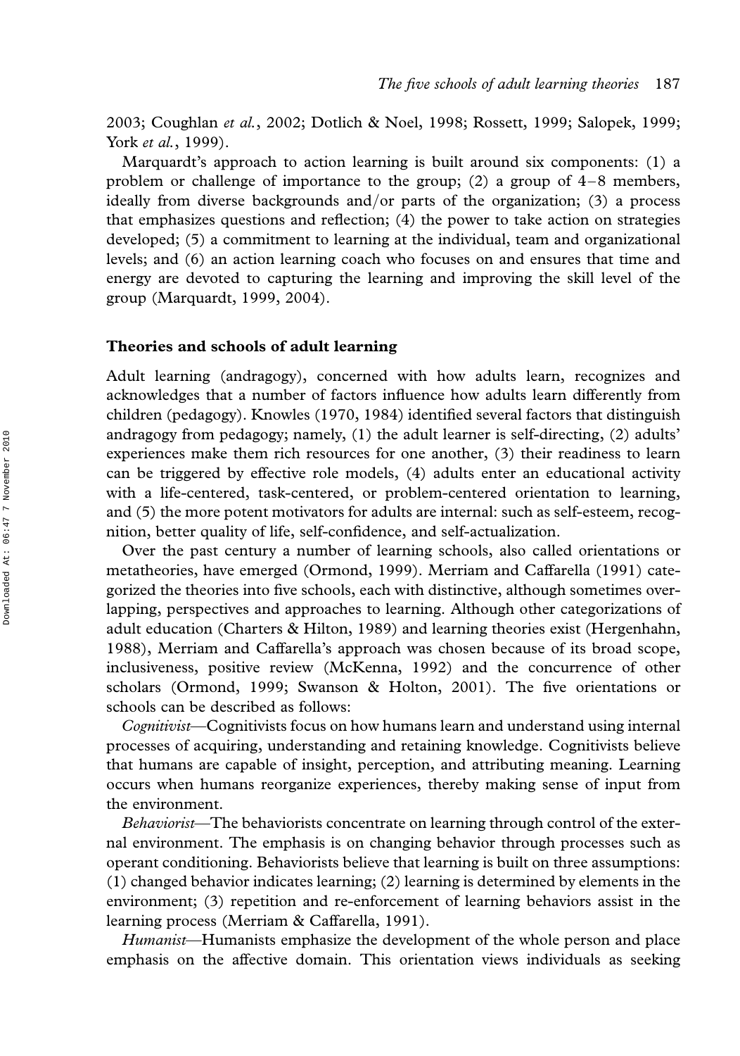2003; Coughlan *et al.*, 2002; Dotlich & Noel, 1998; Rossett, 1999; Salopek, 1999; York *et al.*, 1999).

Marquardt's approach to action learning is built around six components: (1) a problem or challenge of importance to the group; (2) a group of 4–8 members, ideally from diverse backgrounds and/or parts of the organization; (3) a process that emphasizes questions and reflection; (4) the power to take action on strategies developed; (5) a commitment to learning at the individual, team and organizational levels; and (6) an action learning coach who focuses on and ensures that time and energy are devoted to capturing the learning and improving the skill level of the group (Marquardt, 1999, 2004).

## Theories and schools of adult learning

Adult learning (andragogy), concerned with how adults learn, recognizes and acknowledges that a number of factors influence how adults learn differently from children (pedagogy). Knowles (1970, 1984) identified several factors that distinguish andragogy from pedagogy; namely, (1) the adult learner is self-directing, (2) adults' experiences make them rich resources for one another, (3) their readiness to learn can be triggered by effective role models, (4) adults enter an educational activity with a life-centered, task-centered, or problem-centered orientation to learning, and (5) the more potent motivators for adults are internal: such as self-esteem, recognition, better quality of life, self-confidence, and self-actualization.

Over the past century a number of learning schools, also called orientations or metatheories, have emerged (Ormond, 1999). Merriam and Caffarella (1991) categorized the theories into five schools, each with distinctive, although sometimes overlapping, perspectives and approaches to learning. Although other categorizations of adult education (Charters & Hilton, 1989) and learning theories exist (Hergenhahn, 1988), Merriam and Caffarella's approach was chosen because of its broad scope, inclusiveness, positive review (McKenna, 1992) and the concurrence of other scholars (Ormond, 1999; Swanson & Holton, 2001). The five orientations or schools can be described as follows:

*Cognitivist*—Cognitivists focus on how humans learn and understand using internal processes of acquiring, understanding and retaining knowledge. Cognitivists believe that humans are capable of insight, perception, and attributing meaning. Learning occurs when humans reorganize experiences, thereby making sense of input from the environment.

*Behaviorist*—The behaviorists concentrate on learning through control of the external environment. The emphasis is on changing behavior through processes such as operant conditioning. Behaviorists believe that learning is built on three assumptions: (1) changed behavior indicates learning; (2) learning is determined by elements in the environment; (3) repetition and re-enforcement of learning behaviors assist in the learning process (Merriam & Caffarella, 1991).

*Humanist*—Humanists emphasize the development of the whole person and place emphasis on the affective domain. This orientation views individuals as seeking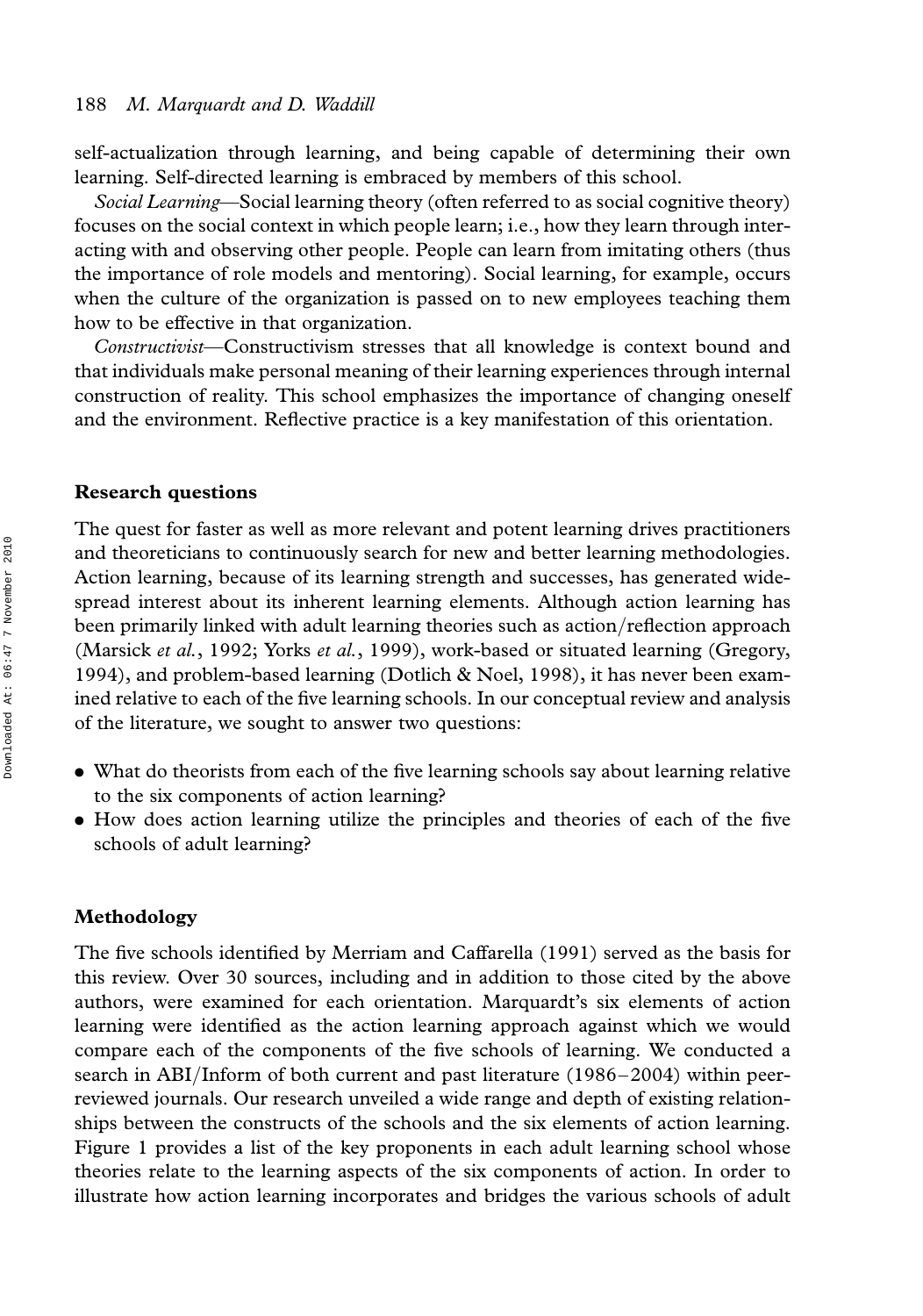self-actualization through learning, and being capable of determining their own learning. Self-directed learning is embraced by members of this school.

*Social Learning*—Social learning theory (often referred to as social cognitive theory) focuses on the social context in which people learn; i.e., how they learn through interacting with and observing other people. People can learn from imitating others (thus the importance of role models and mentoring). Social learning, for example, occurs when the culture of the organization is passed on to new employees teaching them how to be effective in that organization.

*Constructivist*—Constructivism stresses that all knowledge is context bound and that individuals make personal meaning of their learning experiences through internal construction of reality. This school emphasizes the importance of changing oneself and the environment. Reflective practice is a key manifestation of this orientation.

## Research questions

The quest for faster as well as more relevant and potent learning drives practitioners and theoreticians to continuously search for new and better learning methodologies. Action learning, because of its learning strength and successes, has generated widespread interest about its inherent learning elements. Although action learning has been primarily linked with adult learning theories such as action/reflection approach (Marsick *et al.*, 1992; Yorks *et al.*, 1999), work-based or situated learning (Gregory, 1994), and problem-based learning (Dotlich & Noel, 1998), it has never been examined relative to each of the five learning schools. In our conceptual review and analysis of the literature, we sought to answer two questions:

- What do theorists from each of the five learning schools say about learning relative to the six components of action learning?
- How does action learning utilize the principles and theories of each of the five schools of adult learning?

## Methodology

The five schools identified by Merriam and Caffarella (1991) served as the basis for this review. Over 30 sources, including and in addition to those cited by the above authors, were examined for each orientation. Marquardt's six elements of action learning were identified as the action learning approach against which we would compare each of the components of the five schools of learning. We conducted a search in ABI/Inform of both current and past literature (1986–2004) within peer-reviewed journals. Our research unveiled a wide range and depth of existing relationships between the constructs of the schools and the six elements of action learning. Figure 1 provides a list of the key proponents in each adult learning school whose theories relate to the learning aspects of the six components of action. In order to illustrate how action learning incorporates and bridges the various schools of adult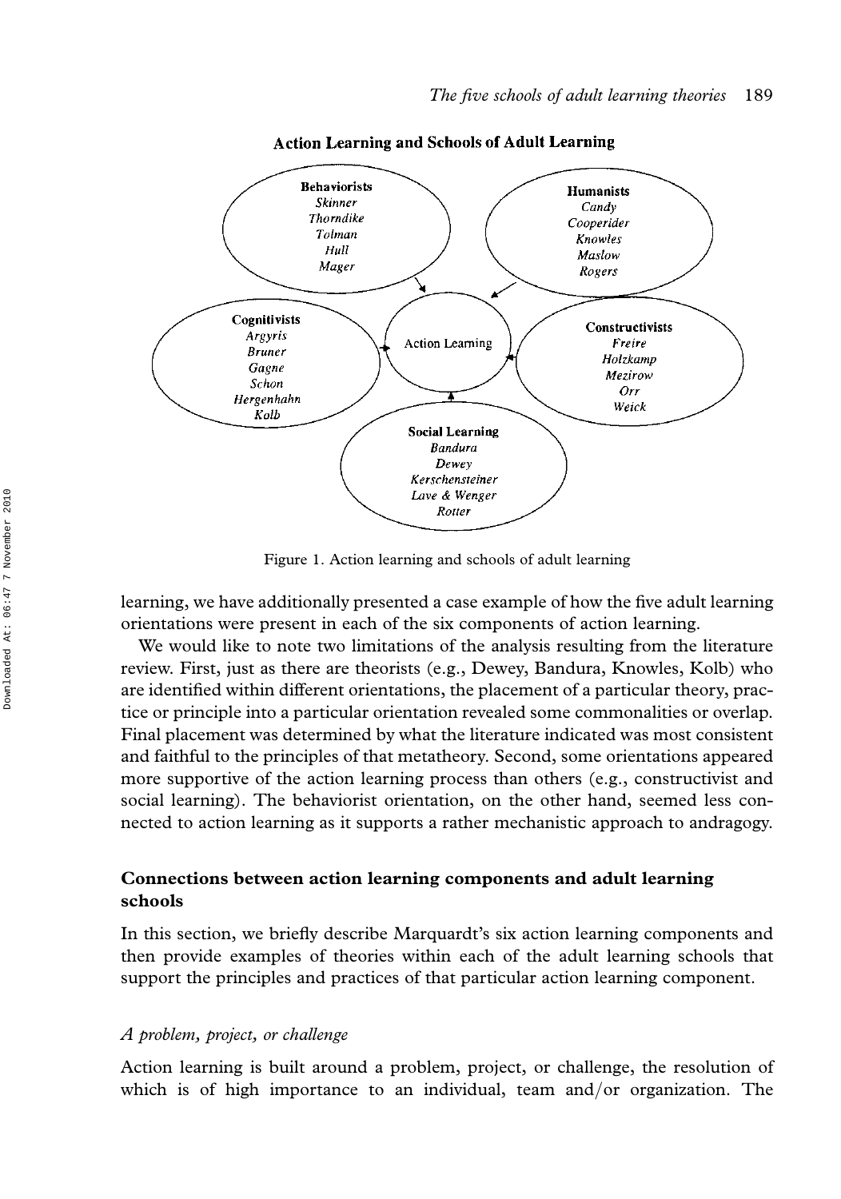**Action Learning and Schools of Adult Learning**

**Behaviorists**
*Skinner*
*Thorndike*
*Tolman*
*Hull*
*Mager*

**Humanists**
*Candy*
*Cooperider*
*Knowles*
*Maslow*
*Rogers*

**Cognitivists**
*Argyris*
*Bruner*
*Gagne*
*Schon*
*Hergenhahn*
*Kolb*

Action Learning

**Constructivists**
*Freire*
*Holzkamp*
*Mezirow*
*Orr*
*Weick*

**Social Learning**
*Bandura*
*Dewey*
*Kerschensteiner*
*Lave & Wenger*
*Rotter*

Figure 1. Action learning and schools of adult learning

learning, we have additionally presented a case example of how the five adult learning orientations were present in each of the six components of action learning.

We would like to note two limitations of the analysis resulting from the literature review. First, just as there are theorists (e.g., Dewey, Bandura, Knowles, Kolb) who are identified within different orientations, the placement of a particular theory, practice or principle into a particular orientation revealed some commonalities or overlap. Final placement was determined by what the literature indicated was most consistent and faithful to the principles of that metatheory. Second, some orientations appeared more supportive of the action learning process than others (e.g., constructivist and social learning). The behaviorist orientation, on the other hand, seemed less connected to action learning as it supports a rather mechanistic approach to andragogy.

## Connections between action learning components and adult learning schools

In this section, we briefly describe Marquardt's six action learning components and then provide examples of theories within each of the adult learning schools that support the principles and practices of that particular action learning component.

### *A problem, project, or challenge*

Action learning is built around a problem, project, or challenge, the resolution of which is of high importance to an individual, team and/or organization. The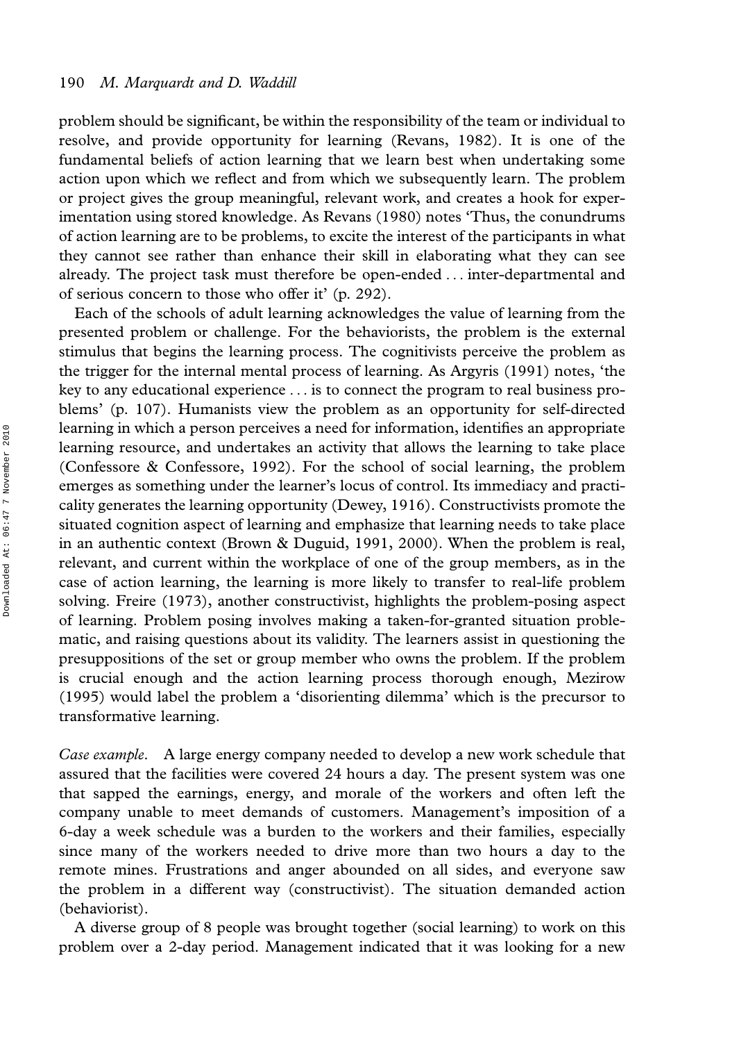problem should be significant, be within the responsibility of the team or individual to resolve, and provide opportunity for learning (Revans, 1982). It is one of the fundamental beliefs of action learning that we learn best when undertaking some action upon which we reflect and from which we subsequently learn. The problem or project gives the group meaningful, relevant work, and creates a hook for experimentation using stored knowledge. As Revans (1980) notes 'Thus, the conundrums of action learning are to be problems, to excite the interest of the participants in what they cannot see rather than enhance their skill in elaborating what they can see already. The project task must therefore be open-ended ... inter-departmental and of serious concern to those who offer it' (p. 292).

Each of the schools of adult learning acknowledges the value of learning from the presented problem or challenge. For the behaviorists, the problem is the external stimulus that begins the learning process. The cognitivists perceive the problem as the trigger for the internal mental process of learning. As Argyris (1991) notes, 'the key to any educational experience ... is to connect the program to real business problems' (p. 107). Humanists view the problem as an opportunity for self-directed learning in which a person perceives a need for information, identifies an appropriate learning resource, and undertakes an activity that allows the learning to take place (Confessore & Confessore, 1992). For the school of social learning, the problem emerges as something under the learner's locus of control. Its immediacy and practicality generates the learning opportunity (Dewey, 1916). Constructivists promote the situated cognition aspect of learning and emphasize that learning needs to take place in an authentic context (Brown & Duguid, 1991, 2000). When the problem is real, relevant, and current within the workplace of one of the group members, as in the case of action learning, the learning is more likely to transfer to real-life problem solving. Freire (1973), another constructivist, highlights the problem-posing aspect of learning. Problem posing involves making a taken-for-granted situation problematic, and raising questions about its validity. The learners assist in questioning the presuppositions of the set or group member who owns the problem. If the problem is crucial enough and the action learning process thorough enough, Mezirow (1995) would label the problem a 'disorienting dilemma' which is the precursor to transformative learning.

*Case example*. A large energy company needed to develop a new work schedule that assured that the facilities were covered 24 hours a day. The present system was one that sapped the earnings, energy, and morale of the workers and often left the company unable to meet demands of customers. Management's imposition of a 6-day a week schedule was a burden to the workers and their families, especially since many of the workers needed to drive more than two hours a day to the remote mines. Frustrations and anger abounded on all sides, and everyone saw the problem in a different way (constructivist). The situation demanded action (behaviorist).

A diverse group of 8 people was brought together (social learning) to work on this problem over a 2-day period. Management indicated that it was looking for a new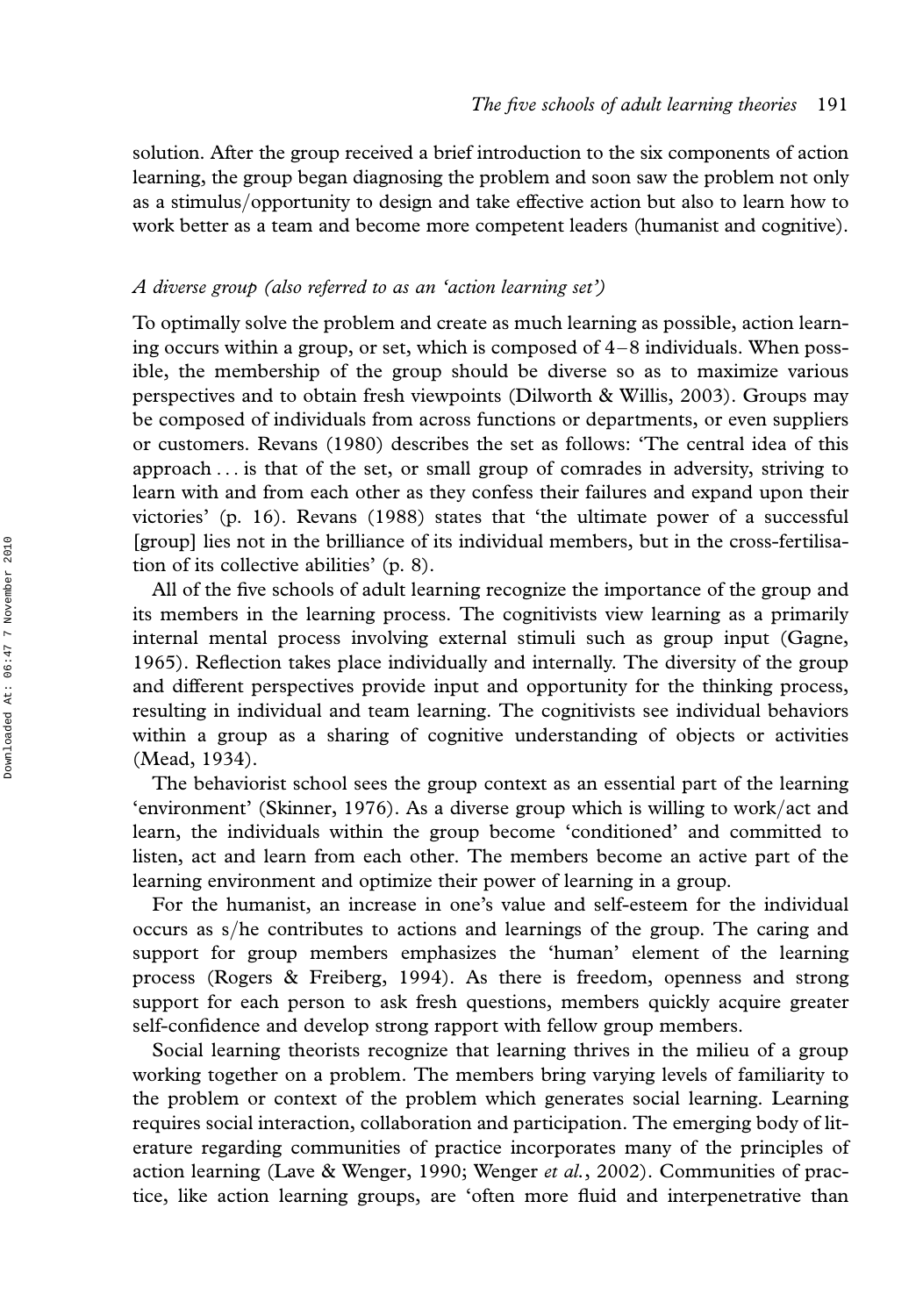solution. After the group received a brief introduction to the six components of action learning, the group began diagnosing the problem and soon saw the problem not only as a stimulus/opportunity to design and take effective action but also to learn how to work better as a team and become more competent leaders (humanist and cognitive).

### *A diverse group (also referred to as an 'action learning set')*

To optimally solve the problem and create as much learning as possible, action learning occurs within a group, or set, which is composed of 4–8 individuals. When possible, the membership of the group should be diverse so as to maximize various perspectives and to obtain fresh viewpoints (Dilworth & Willis, 2003). Groups may be composed of individuals from across functions or departments, or even suppliers or customers. Revans (1980) describes the set as follows: 'The central idea of this approach ... is that of the set, or small group of comrades in adversity, striving to learn with and from each other as they confess their failures and expand upon their victories' (p. 16). Revans (1988) states that 'the ultimate power of a successful [group] lies not in the brilliance of its individual members, but in the cross-fertilisation of its collective abilities' (p. 8).

All of the five schools of adult learning recognize the importance of the group and its members in the learning process. The cognitivists view learning as a primarily internal mental process involving external stimuli such as group input (Gagne, 1965). Reflection takes place individually and internally. The diversity of the group and different perspectives provide input and opportunity for the thinking process, resulting in individual and team learning. The cognitivists see individual behaviors within a group as a sharing of cognitive understanding of objects or activities (Mead, 1934).

The behaviorist school sees the group context as an essential part of the learning 'environment' (Skinner, 1976). As a diverse group which is willing to work/act and learn, the individuals within the group become 'conditioned' and committed to listen, act and learn from each other. The members become an active part of the learning environment and optimize their power of learning in a group.

For the humanist, an increase in one's value and self-esteem for the individual occurs as s/he contributes to actions and learnings of the group. The caring and support for group members emphasizes the 'human' element of the learning process (Rogers & Freiberg, 1994). As there is freedom, openness and strong support for each person to ask fresh questions, members quickly acquire greater self-confidence and develop strong rapport with fellow group members.

Social learning theorists recognize that learning thrives in the milieu of a group working together on a problem. The members bring varying levels of familiarity to the problem or context of the problem which generates social learning. Learning requires social interaction, collaboration and participation. The emerging body of literature regarding communities of practice incorporates many of the principles of action learning (Lave & Wenger, 1990; Wenger *et al.*, 2002). Communities of practice, like action learning groups, are 'often more fluid and interpenetrative than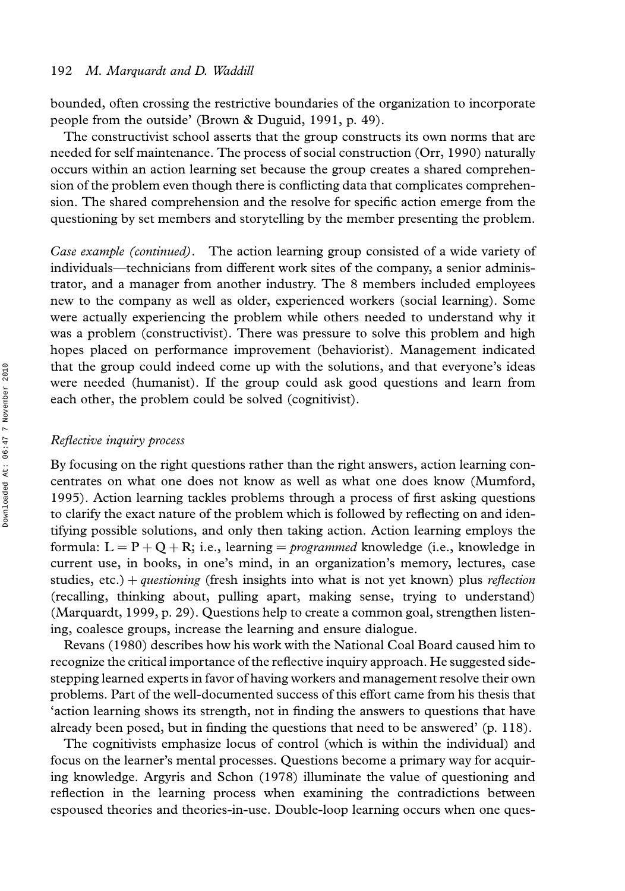bounded, often crossing the restrictive boundaries of the organization to incorporate people from the outside' (Brown & Duguid, 1991, p. 49).

The constructivist school asserts that the group constructs its own norms that are needed for self maintenance. The process of social construction (Orr, 1990) naturally occurs within an action learning set because the group creates a shared comprehension of the problem even though there is conflicting data that complicates comprehension. The shared comprehension and the resolve for specific action emerge from the questioning by set members and storytelling by the member presenting the problem.

*Case example (continued)*. The action learning group consisted of a wide variety of individuals—technicians from different work sites of the company, a senior administrator, and a manager from another industry. The 8 members included employees new to the company as well as older, experienced workers (social learning). Some were actually experiencing the problem while others needed to understand why it was a problem (constructivist). There was pressure to solve this problem and high hopes placed on performance improvement (behaviorist). Management indicated that the group could indeed come up with the solutions, and that everyone's ideas were needed (humanist). If the group could ask good questions and learn from each other, the problem could be solved (cognitivist).

### *Reflective inquiry process*

By focusing on the right questions rather than the right answers, action learning concentrates on what one does not know as well as what one does know (Mumford, 1995). Action learning tackles problems through a process of first asking questions to clarify the exact nature of the problem which is followed by reflecting on and identifying possible solutions, and only then taking action. Action learning employs the formula: $L = P + Q + R$; i.e., learning = *programmed* knowledge (i.e., knowledge in current use, in books, in one's mind, in an organization's memory, lectures, case studies, etc.) + *questioning* (fresh insights into what is not yet known) plus *reflection* (recalling, thinking about, pulling apart, making sense, trying to understand) (Marquardt, 1999, p. 29). Questions help to create a common goal, strengthen listening, coalesce groups, increase the learning and ensure dialogue.

Revans (1980) describes how his work with the National Coal Board caused him to recognize the critical importance of the reflective inquiry approach. He suggested sidestepping learned experts in favor of having workers and management resolve their own problems. Part of the well-documented success of this effort came from his thesis that 'action learning shows its strength, not in finding the answers to questions that have already been posed, but in finding the questions that need to be answered' (p. 118).

The cognitivists emphasize locus of control (which is within the individual) and focus on the learner's mental processes. Questions become a primary way for acquiring knowledge. Argyris and Schon (1978) illuminate the value of questioning and reflection in the learning process when examining the contradictions between espoused theories and theories-in-use. Double-loop learning occurs when one ques-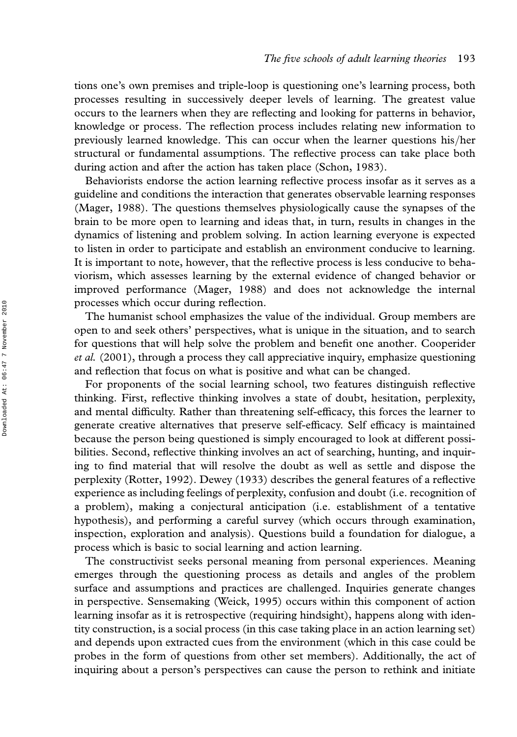tions one's own premises and triple-loop is questioning one's learning process, both processes resulting in successively deeper levels of learning. The greatest value occurs to the learners when they are reflecting and looking for patterns in behavior, knowledge or process. The reflection process includes relating new information to previously learned knowledge. This can occur when the learner questions his/her structural or fundamental assumptions. The reflective process can take place both during action and after the action has taken place (Schon, 1983).

Behaviorists endorse the action learning reflective process insofar as it serves as a guideline and conditions the interaction that generates observable learning responses (Mager, 1988). The questions themselves physiologically cause the synapses of the brain to be more open to learning and ideas that, in turn, results in changes in the dynamics of listening and problem solving. In action learning everyone is expected to listen in order to participate and establish an environment conducive to learning. It is important to note, however, that the reflective process is less conducive to behaviorism, which assesses learning by the external evidence of changed behavior or improved performance (Mager, 1988) and does not acknowledge the internal processes which occur during reflection.

The humanist school emphasizes the value of the individual. Group members are open to and seek others' perspectives, what is unique in the situation, and to search for questions that will help solve the problem and benefit one another. Cooperider *et al.* (2001), through a process they call appreciative inquiry, emphasize questioning and reflection that focus on what is positive and what can be changed.

For proponents of the social learning school, two features distinguish reflective thinking. First, reflective thinking involves a state of doubt, hesitation, perplexity, and mental difficulty. Rather than threatening self-efficacy, this forces the learner to generate creative alternatives that preserve self-efficacy. Self efficacy is maintained because the person being questioned is simply encouraged to look at different possibilities. Second, reflective thinking involves an act of searching, hunting, and inquiring to find material that will resolve the doubt as well as settle and dispose the perplexity (Rotter, 1992). Dewey (1933) describes the general features of a reflective experience as including feelings of perplexity, confusion and doubt (i.e. recognition of a problem), making a conjectural anticipation (i.e. establishment of a tentative hypothesis), and performing a careful survey (which occurs through examination, inspection, exploration and analysis). Questions build a foundation for dialogue, a process which is basic to social learning and action learning.

The constructivist seeks personal meaning from personal experiences. Meaning emerges through the questioning process as details and angles of the problem surface and assumptions and practices are challenged. Inquiries generate changes in perspective. Sensemaking (Weick, 1995) occurs within this component of action learning insofar as it is retrospective (requiring hindsight), happens along with identity construction, is a social process (in this case taking place in an action learning set) and depends upon extracted cues from the environment (which in this case could be probes in the form of questions from other set members). Additionally, the act of inquiring about a person's perspectives can cause the person to rethink and initiate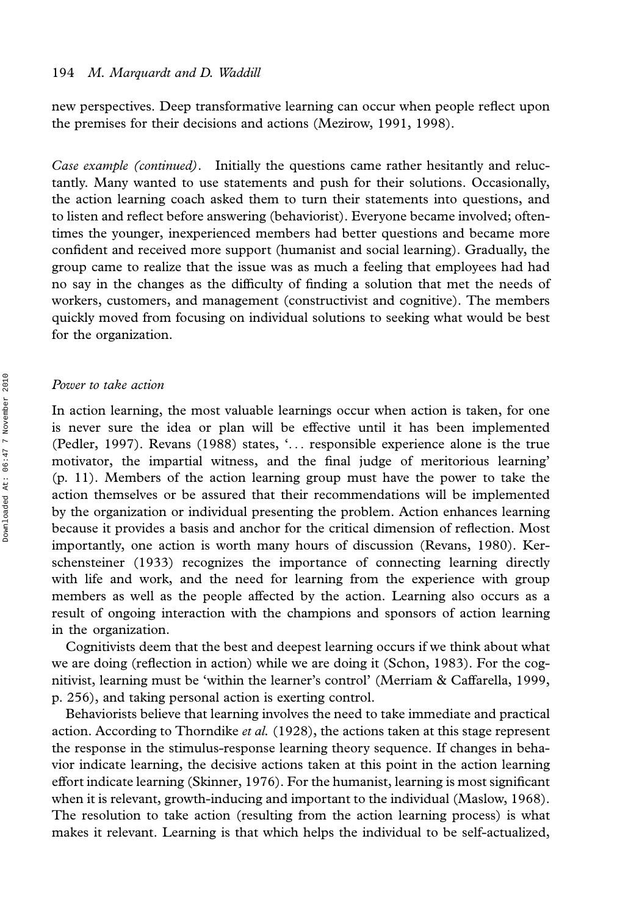new perspectives. Deep transformative learning can occur when people reflect upon the premises for their decisions and actions (Mezirow, 1991, 1998).

*Case example (continued)*. Initially the questions came rather hesitantly and reluctantly. Many wanted to use statements and push for their solutions. Occasionally, the action learning coach asked them to turn their statements into questions, and to listen and reflect before answering (behaviorist). Everyone became involved; oftentimes the younger, inexperienced members had better questions and became more confident and received more support (humanist and social learning). Gradually, the group came to realize that the issue was as much a feeling that employees had had no say in the changes as the difficulty of finding a solution that met the needs of workers, customers, and management (constructivist and cognitive). The members quickly moved from focusing on individual solutions to seeking what would be best for the organization.

### *Power to take action*

In action learning, the most valuable learnings occur when action is taken, for one is never sure the idea or plan will be effective until it has been implemented (Pedler, 1997). Revans (1988) states, '… responsible experience alone is the true motivator, the impartial witness, and the final judge of meritorious learning' (p. 11). Members of the action learning group must have the power to take the action themselves or be assured that their recommendations will be implemented by the organization or individual presenting the problem. Action enhances learning because it provides a basis and anchor for the critical dimension of reflection. Most importantly, one action is worth many hours of discussion (Revans, 1980). Kerschensteiner (1933) recognizes the importance of connecting learning directly with life and work, and the need for learning from the experience with group members as well as the people affected by the action. Learning also occurs as a result of ongoing interaction with the champions and sponsors of action learning in the organization.

Cognitivists deem that the best and deepest learning occurs if we think about what we are doing (reflection in action) while we are doing it (Schon, 1983). For the cognitivist, learning must be 'within the learner's control' (Merriam & Caffarella, 1999, p. 256), and taking personal action is exerting control.

Behaviorists believe that learning involves the need to take immediate and practical action. According to Thorndike *et al.* (1928), the actions taken at this stage represent the response in the stimulus-response learning theory sequence. If changes in behavior indicate learning, the decisive actions taken at this point in the action learning effort indicate learning (Skinner, 1976). For the humanist, learning is most significant when it is relevant, growth-inducing and important to the individual (Maslow, 1968). The resolution to take action (resulting from the action learning process) is what makes it relevant. Learning is that which helps the individual to be self-actualized,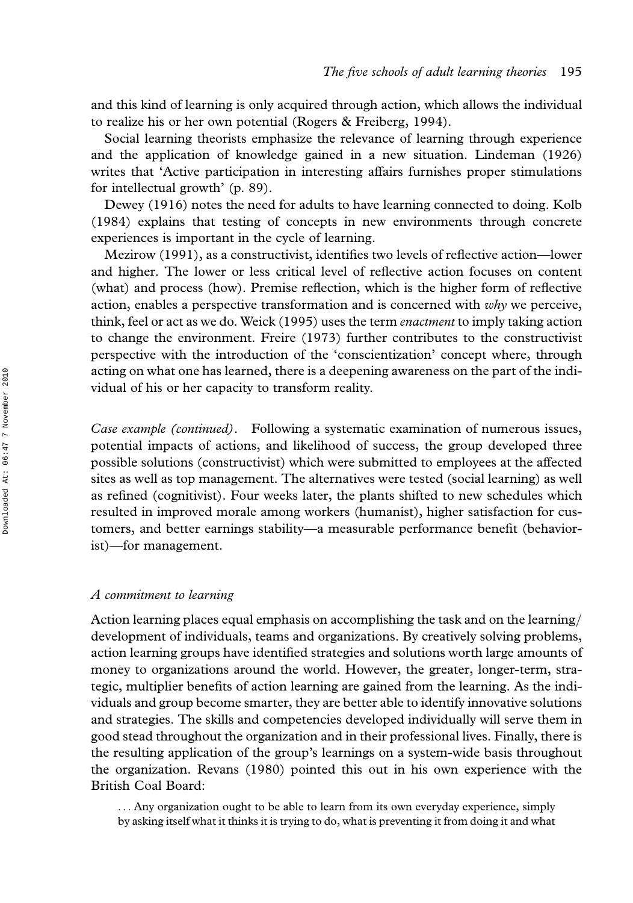and this kind of learning is only acquired through action, which allows the individual to realize his or her own potential (Rogers & Freiberg, 1994).

Social learning theorists emphasize the relevance of learning through experience and the application of knowledge gained in a new situation. Lindeman (1926) writes that 'Active participation in interesting affairs furnishes proper stimulations for intellectual growth' (p. 89).

Dewey (1916) notes the need for adults to have learning connected to doing. Kolb (1984) explains that testing of concepts in new environments through concrete experiences is important in the cycle of learning.

Mezirow (1991), as a constructivist, identifies two levels of reflective action—lower and higher. The lower or less critical level of reflective action focuses on content (what) and process (how). Premise reflection, which is the higher form of reflective action, enables a perspective transformation and is concerned with *why* we perceive, think, feel or act as we do. Weick (1995) uses the term *enactment* to imply taking action to change the environment. Freire (1973) further contributes to the constructivist perspective with the introduction of the 'conscientization' concept where, through acting on what one has learned, there is a deepening awareness on the part of the individual of his or her capacity to transform reality.

*Case example (continued)*. Following a systematic examination of numerous issues, potential impacts of actions, and likelihood of success, the group developed three possible solutions (constructivist) which were submitted to employees at the affected sites as well as top management. The alternatives were tested (social learning) as well as refined (cognitivist). Four weeks later, the plants shifted to new schedules which resulted in improved morale among workers (humanist), higher satisfaction for customers, and better earnings stability—a measurable performance benefit (behaviorist)—for management.

### *A commitment to learning*

Action learning places equal emphasis on accomplishing the task and on the learning/development of individuals, teams and organizations. By creatively solving problems, action learning groups have identified strategies and solutions worth large amounts of money to organizations around the world. However, the greater, longer-term, strategic, multiplier benefits of action learning are gained from the learning. As the individuals and group become smarter, they are better able to identify innovative solutions and strategies. The skills and competencies developed individually will serve them in good stead throughout the organization and in their professional lives. Finally, there is the resulting application of the group's learnings on a system-wide basis throughout the organization. Revans (1980) pointed this out in his own experience with the British Coal Board:

> ... Any organization ought to be able to learn from its own everyday experience, simply by asking itself what it thinks it is trying to do, what is preventing it from doing it and what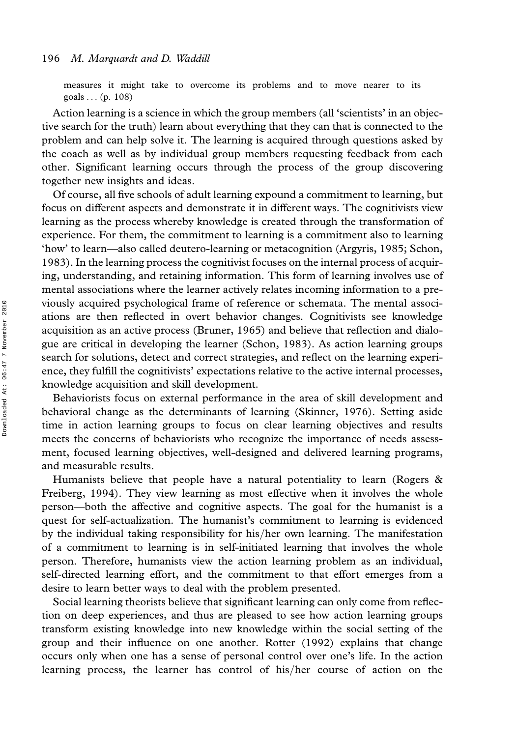measures it might take to overcome its problems and to move nearer to its goals . . . (p. 108)

Action learning is a science in which the group members (all 'scientists' in an objective search for the truth) learn about everything that they can that is connected to the problem and can help solve it. The learning is acquired through questions asked by the coach as well as by individual group members requesting feedback from each other. Significant learning occurs through the process of the group discovering together new insights and ideas.

Of course, all five schools of adult learning expound a commitment to learning, but focus on different aspects and demonstrate it in different ways. The cognitivists view learning as the process whereby knowledge is created through the transformation of experience. For them, the commitment to learning is a commitment also to learning 'how' to learn—also called deutero-learning or metacognition (Argyris, 1985; Schon, 1983). In the learning process the cognitivist focuses on the internal process of acquiring, understanding, and retaining information. This form of learning involves use of mental associations where the learner actively relates incoming information to a previously acquired psychological frame of reference or schemata. The mental associations are then reflected in overt behavior changes. Cognitivists see knowledge acquisition as an active process (Bruner, 1965) and believe that reflection and dialogue are critical in developing the learner (Schon, 1983). As action learning groups search for solutions, detect and correct strategies, and reflect on the learning experience, they fulfill the cognitivists' expectations relative to the active internal processes, knowledge acquisition and skill development.

Behaviorists focus on external performance in the area of skill development and behavioral change as the determinants of learning (Skinner, 1976). Setting aside time in action learning groups to focus on clear learning objectives and results meets the concerns of behaviorists who recognize the importance of needs assessment, focused learning objectives, well-designed and delivered learning programs, and measurable results.

Humanists believe that people have a natural potentiality to learn (Rogers & Freiberg, 1994). They view learning as most effective when it involves the whole person—both the affective and cognitive aspects. The goal for the humanist is a quest for self-actualization. The humanist's commitment to learning is evidenced by the individual taking responsibility for his/her own learning. The manifestation of a commitment to learning is in self-initiated learning that involves the whole person. Therefore, humanists view the action learning problem as an individual, self-directed learning effort, and the commitment to that effort emerges from a desire to learn better ways to deal with the problem presented.

Social learning theorists believe that significant learning can only come from reflection on deep experiences, and thus are pleased to see how action learning groups transform existing knowledge into new knowledge within the social setting of the group and their influence on one another. Rotter (1992) explains that change occurs only when one has a sense of personal control over one's life. In the action learning process, the learner has control of his/her course of action on the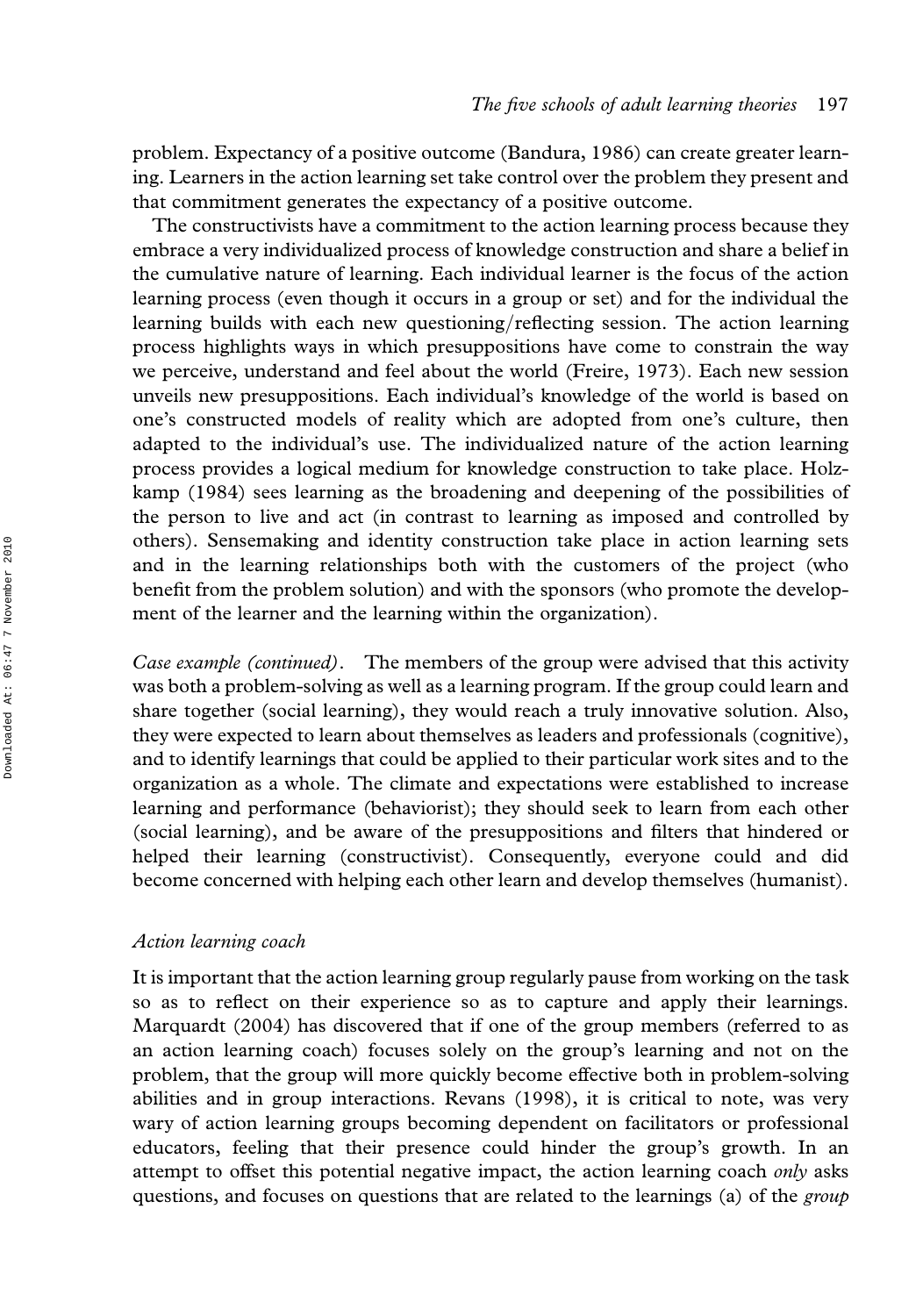problem. Expectancy of a positive outcome (Bandura, 1986) can create greater learning. Learners in the action learning set take control over the problem they present and that commitment generates the expectancy of a positive outcome.

The constructivists have a commitment to the action learning process because they embrace a very individualized process of knowledge construction and share a belief in the cumulative nature of learning. Each individual learner is the focus of the action learning process (even though it occurs in a group or set) and for the individual the learning builds with each new questioning/reflecting session. The action learning process highlights ways in which presuppositions have come to constrain the way we perceive, understand and feel about the world (Freire, 1973). Each new session unveils new presuppositions. Each individual's knowledge of the world is based on one's constructed models of reality which are adopted from one's culture, then adapted to the individual's use. The individualized nature of the action learning process provides a logical medium for knowledge construction to take place. Holzkamp (1984) sees learning as the broadening and deepening of the possibilities of the person to live and act (in contrast to learning as imposed and controlled by others). Sensemaking and identity construction take place in action learning sets and in the learning relationships both with the customers of the project (who benefit from the problem solution) and with the sponsors (who promote the development of the learner and the learning within the organization).

*Case example (continued)*. The members of the group were advised that this activity was both a problem-solving as well as a learning program. If the group could learn and share together (social learning), they would reach a truly innovative solution. Also, they were expected to learn about themselves as leaders and professionals (cognitive), and to identify learnings that could be applied to their particular work sites and to the organization as a whole. The climate and expectations were established to increase learning and performance (behaviorist); they should seek to learn from each other (social learning), and be aware of the presuppositions and filters that hindered or helped their learning (constructivist). Consequently, everyone could and did become concerned with helping each other learn and develop themselves (humanist).

### *Action learning coach*

It is important that the action learning group regularly pause from working on the task so as to reflect on their experience so as to capture and apply their learnings. Marquardt (2004) has discovered that if one of the group members (referred to as an action learning coach) focuses solely on the group's learning and not on the problem, that the group will more quickly become effective both in problem-solving abilities and in group interactions. Revans (1998), it is critical to note, was very wary of action learning groups becoming dependent on facilitators or professional educators, feeling that their presence could hinder the group's growth. In an attempt to offset this potential negative impact, the action learning coach *only* asks questions, and focuses on questions that are related to the learnings (a) of the *group*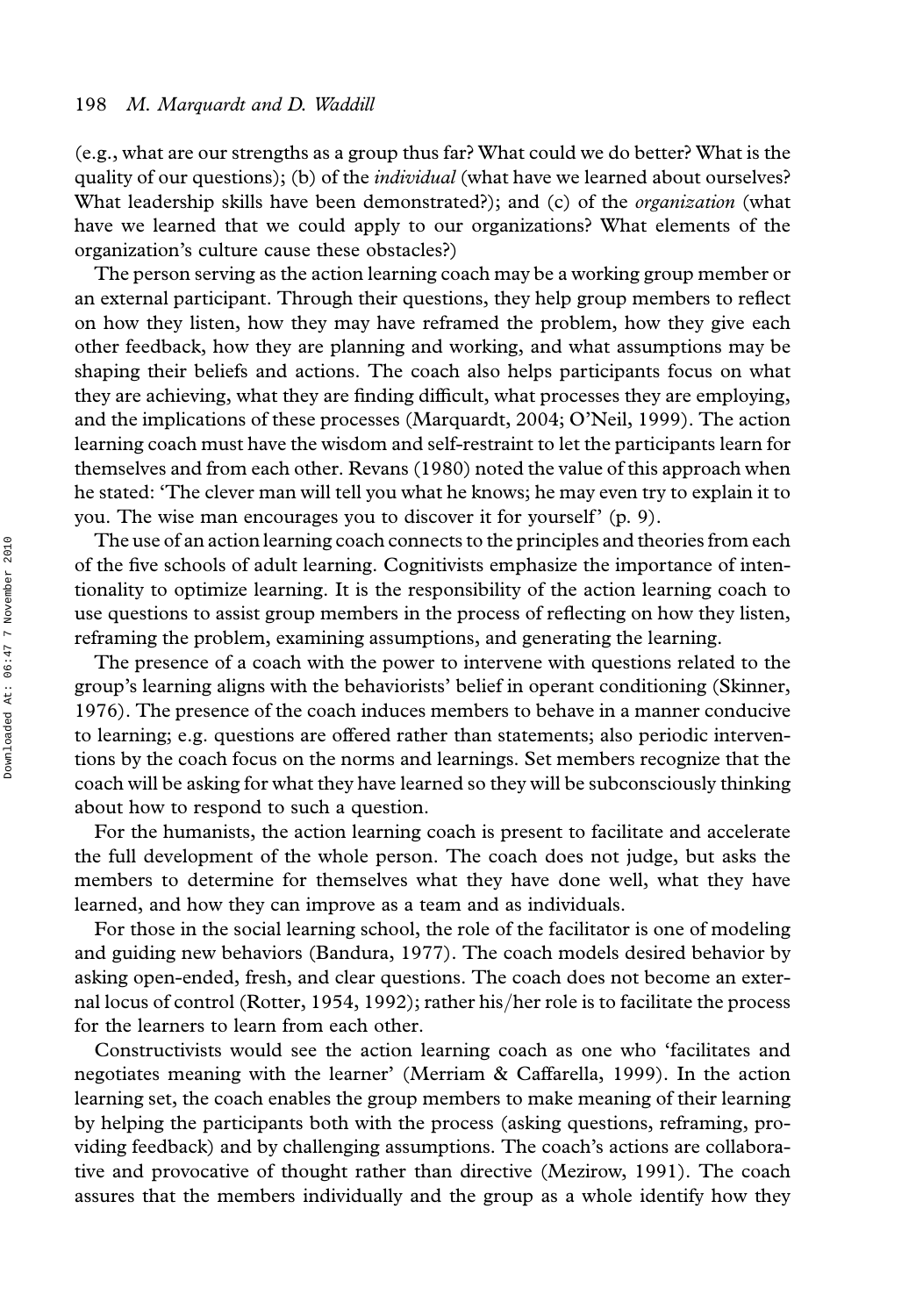(e.g., what are our strengths as a group thus far? What could we do better? What is the quality of our questions); (b) of the *individual* (what have we learned about ourselves? What leadership skills have been demonstrated?); and (c) of the *organization* (what have we learned that we could apply to our organizations? What elements of the organization's culture cause these obstacles?)

The person serving as the action learning coach may be a working group member or an external participant. Through their questions, they help group members to reflect on how they listen, how they may have reframed the problem, how they give each other feedback, how they are planning and working, and what assumptions may be shaping their beliefs and actions. The coach also helps participants focus on what they are achieving, what they are finding difficult, what processes they are employing, and the implications of these processes (Marquardt, 2004; O'Neil, 1999). The action learning coach must have the wisdom and self-restraint to let the participants learn for themselves and from each other. Revans (1980) noted the value of this approach when he stated: 'The clever man will tell you what he knows; he may even try to explain it to you. The wise man encourages you to discover it for yourself' (p. 9).

The use of an action learning coach connects to the principles and theories from each of the five schools of adult learning. Cognitivists emphasize the importance of intentionality to optimize learning. It is the responsibility of the action learning coach to use questions to assist group members in the process of reflecting on how they listen, reframing the problem, examining assumptions, and generating the learning.

The presence of a coach with the power to intervene with questions related to the group's learning aligns with the behaviorists' belief in operant conditioning (Skinner, 1976). The presence of the coach induces members to behave in a manner conducive to learning; e.g. questions are offered rather than statements; also periodic interventions by the coach focus on the norms and learnings. Set members recognize that the coach will be asking for what they have learned so they will be subconsciously thinking about how to respond to such a question.

For the humanists, the action learning coach is present to facilitate and accelerate the full development of the whole person. The coach does not judge, but asks the members to determine for themselves what they have done well, what they have learned, and how they can improve as a team and as individuals.

For those in the social learning school, the role of the facilitator is one of modeling and guiding new behaviors (Bandura, 1977). The coach models desired behavior by asking open-ended, fresh, and clear questions. The coach does not become an external locus of control (Rotter, 1954, 1992); rather his/her role is to facilitate the process for the learners to learn from each other.

Constructivists would see the action learning coach as one who 'facilitates and negotiates meaning with the learner' (Merriam & Caffarella, 1999). In the action learning set, the coach enables the group members to make meaning of their learning by helping the participants both with the process (asking questions, reframing, providing feedback) and by challenging assumptions. The coach's actions are collaborative and provocative of thought rather than directive (Mezirow, 1991). The coach assures that the members individually and the group as a whole identify how they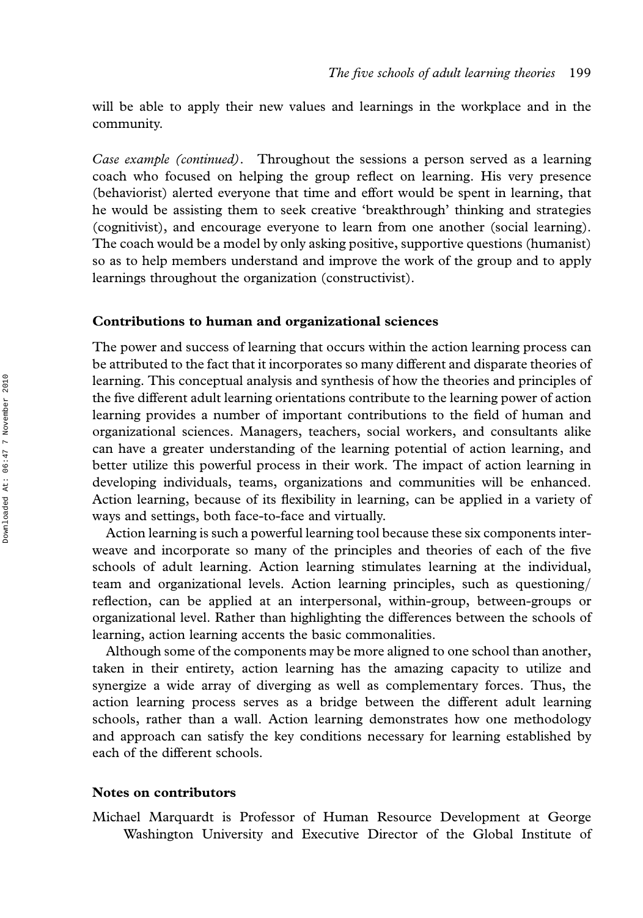will be able to apply their new values and learnings in the workplace and in the community.

*Case example (continued)*. Throughout the sessions a person served as a learning coach who focused on helping the group reflect on learning. His very presence (behaviorist) alerted everyone that time and effort would be spent in learning, that he would be assisting them to seek creative 'breakthrough' thinking and strategies (cognitivist), and encourage everyone to learn from one another (social learning). The coach would be a model by only asking positive, supportive questions (humanist) so as to help members understand and improve the work of the group and to apply learnings throughout the organization (constructivist).

## Contributions to human and organizational sciences

The power and success of learning that occurs within the action learning process can be attributed to the fact that it incorporates so many different and disparate theories of learning. This conceptual analysis and synthesis of how the theories and principles of the five different adult learning orientations contribute to the learning power of action learning provides a number of important contributions to the field of human and organizational sciences. Managers, teachers, social workers, and consultants alike can have a greater understanding of the learning potential of action learning, and better utilize this powerful process in their work. The impact of action learning in developing individuals, teams, organizations and communities will be enhanced. Action learning, because of its flexibility in learning, can be applied in a variety of ways and settings, both face-to-face and virtually.

Action learning is such a powerful learning tool because these six components interweave and incorporate so many of the principles and theories of each of the five schools of adult learning. Action learning stimulates learning at the individual, team and organizational levels. Action learning principles, such as questioning/reflection, can be applied at an interpersonal, within-group, between-groups or organizational level. Rather than highlighting the differences between the schools of learning, action learning accents the basic commonalities.

Although some of the components may be more aligned to one school than another, taken in their entirety, action learning has the amazing capacity to utilize and synergize a wide array of diverging as well as complementary forces. Thus, the action learning process serves as a bridge between the different adult learning schools, rather than a wall. Action learning demonstrates how one methodology and approach can satisfy the key conditions necessary for learning established by each of the different schools.

## Notes on contributors

Michael Marquardt is Professor of Human Resource Development at George Washington University and Executive Director of the Global Institute of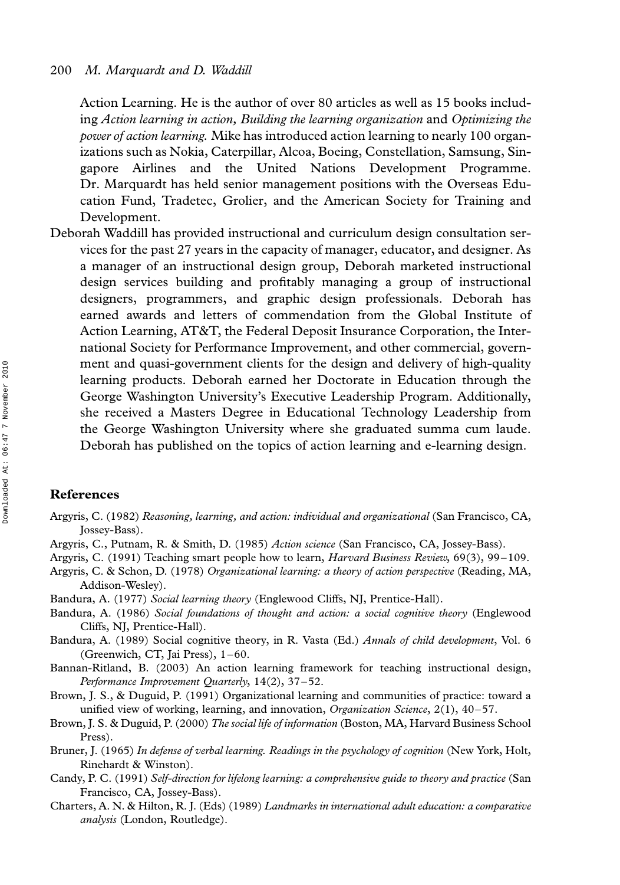Action Learning. He is the author of over 80 articles as well as 15 books including *Action learning in action*, *Building the learning organization* and *Optimizing the power of action learning.* Mike has introduced action learning to nearly 100 organizations such as Nokia, Caterpillar, Alcoa, Boeing, Constellation, Samsung, Singapore Airlines and the United Nations Development Programme. Dr. Marquardt has held senior management positions with the Overseas Education Fund, Tradetec, Grolier, and the American Society for Training and Development.

Deborah Waddill has provided instructional and curriculum design consultation services for the past 27 years in the capacity of manager, educator, and designer. As a manager of an instructional design group, Deborah marketed instructional design services building and profitably managing a group of instructional designers, programmers, and graphic design professionals. Deborah has earned awards and letters of commendation from the Global Institute of Action Learning, AT&T, the Federal Deposit Insurance Corporation, the International Society for Performance Improvement, and other commercial, government and quasi-government clients for the design and delivery of high-quality learning products. Deborah earned her Doctorate in Education through the George Washington University's Executive Leadership Program. Additionally, she received a Masters Degree in Educational Technology Leadership from the George Washington University where she graduated summa cum laude. Deborah has published on the topics of action learning and e-learning design.

## References

Argyris, C. (1982) *Reasoning, learning, and action: individual and organizational* (San Francisco, CA, Jossey-Bass).

Argyris, C., Putnam, R. & Smith, D. (1985) *Action science* (San Francisco, CA, Jossey-Bass).

Argyris, C. (1991) Teaching smart people how to learn, *Harvard Business Review*, 69(3), 99–109.

Argyris, C. & Schon, D. (1978) *Organizational learning: a theory of action perspective* (Reading, MA, Addison-Wesley).

Bandura, A. (1977) *Social learning theory* (Englewood Cliffs, NJ, Prentice-Hall).

Bandura, A. (1986) *Social foundations of thought and action: a social cognitive theory* (Englewood Cliffs, NJ, Prentice-Hall).

Bandura, A. (1989) Social cognitive theory, in R. Vasta (Ed.) *Annals of child development*, Vol. 6 (Greenwich, CT, Jai Press), 1–60.

Bannan-Ritland, B. (2003) An action learning framework for teaching instructional design, *Performance Improvement Quarterly*, 14(2), 37–52.

Brown, J. S., & Duguid, P. (1991) Organizational learning and communities of practice: toward a unified view of working, learning, and innovation, *Organization Science*, 2(1), 40–57.

Brown, J. S. & Duguid, P. (2000) *The social life of information* (Boston, MA, Harvard Business School Press).

Bruner, J. (1965) *In defense of verbal learning. Readings in the psychology of cognition* (New York, Holt, Rinehardt & Winston).

Candy, P. C. (1991) *Self-direction for lifelong learning: a comprehensive guide to theory and practice* (San Francisco, CA, Jossey-Bass).

Charters, A. N. & Hilton, R. J. (Eds) (1989) *Landmarks in international adult education: a comparative analysis* (London, Routledge).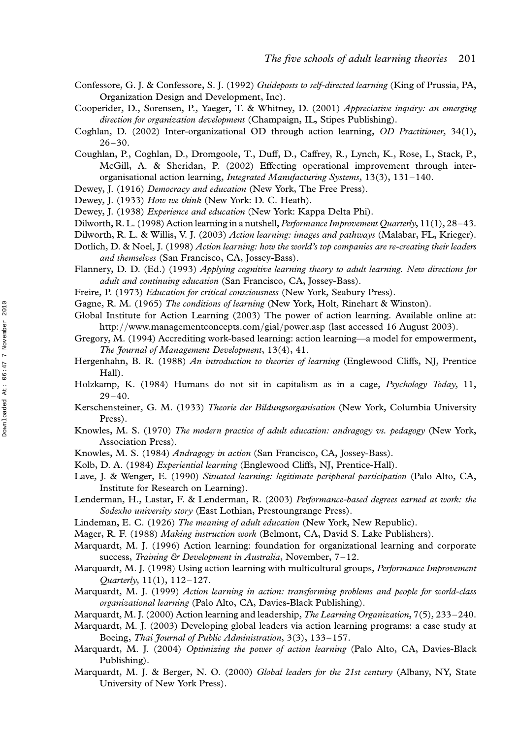Confessore, G. J. & Confessore, S. J. (1992) *Guideposts to self-directed learning* (King of Prussia, PA, Organization Design and Development, Inc).

Cooperider, D., Sorensen, P., Yaeger, T. & Whitney, D. (2001) *Appreciative inquiry: an emerging direction for organization development* (Champaign, IL, Stipes Publishing).

Coghlan, D. (2002) Inter-organizational OD through action learning, *OD Practitioner*, 34(1), 26–30.

Coughlan, P., Coghlan, D., Dromgoole, T., Duff, D., Caffrey, R., Lynch, K., Rose, I., Stack, P., McGill, A. & Sheridan, P. (2002) Effecting operational improvement through inter-organisational action learning, *Integrated Manufacturing Systems*, 13(3), 131–140.

Dewey, J. (1916) *Democracy and education* (New York, The Free Press).

Dewey, J. (1933) *How we think* (New York: D. C. Heath).

Dewey, J. (1938) *Experience and education* (New York: Kappa Delta Phi).

Dilworth, R. L. (1998) Action learning in a nutshell, *Performance Improvement Quarterly*, 11(1), 28–43.

Dilworth, R. L. & Willis, V. J. (2003) *Action learning: images and pathways* (Malabar, FL, Krieger).

Dotlich, D. & Noel, J. (1998) *Action learning: how the world's top companies are re-creating their leaders and themselves* (San Francisco, CA, Jossey-Bass).

Flannery, D. D. (Ed.) (1993) *Applying cognitive learning theory to adult learning. New directions for adult and continuing education* (San Francisco, CA, Jossey-Bass).

Freire, P. (1973) *Education for critical consciousness* (New York, Seabury Press).

Gagne, R. M. (1965) *The conditions of learning* (New York, Holt, Rinehart & Winston).

Global Institute for Action Learning (2003) The power of action learning. Available online at: http://www.managementconcepts.com/gial/power.asp (last accessed 16 August 2003).

Gregory, M. (1994) Accrediting work-based learning: action learning—a model for empowerment, *The Journal of Management Development*, 13(4), 41.

Hergenhahn, B. R. (1988) *An introduction to theories of learning* (Englewood Cliffs, NJ, Prentice Hall).

Holzkamp, K. (1984) Humans do not sit in capitalism as in a cage, *Psychology Today*, 11, 29–40.

Kerschensteiner, G. M. (1933) *Theorie der Bildungsorganisation* (New York, Columbia University Press).

Knowles, M. S. (1970) *The modern practice of adult education: andragogy vs. pedagogy* (New York, Association Press).

Knowles, M. S. (1984) *Andragogy in action* (San Francisco, CA, Jossey-Bass).

Kolb, D. A. (1984) *Experiential learning* (Englewood Cliffs, NJ, Prentice-Hall).

Lave, J. & Wenger, E. (1990) *Situated learning: legitimate peripheral participation* (Palo Alto, CA, Institute for Research on Learning).

Lenderman, H., Lastar, F. & Lenderman, R. (2003) *Performance-based degrees earned at work: the Sodexho university story* (East Lothian, Prestoungrange Press).

Lindeman, E. C. (1926) *The meaning of adult education* (New York, New Republic).

Mager, R. F. (1988) *Making instruction work* (Belmont, CA, David S. Lake Publishers).

Marquardt, M. J. (1996) Action learning: foundation for organizational learning and corporate success, *Training & Development in Australia*, November, 7–12.

Marquardt, M. J. (1998) Using action learning with multicultural groups, *Performance Improvement Quarterly*, 11(1), 112–127.

Marquardt, M. J. (1999) *Action learning in action: transforming problems and people for world-class organizational learning* (Palo Alto, CA, Davies-Black Publishing).

Marquardt, M. J. (2000) Action learning and leadership, *The Learning Organization*, 7(5), 233–240.

Marquardt, M. J. (2003) Developing global leaders via action learning programs: a case study at Boeing, *Thai Journal of Public Administration*, 3(3), 133–157.

Marquardt, M. J. (2004) *Optimizing the power of action learning* (Palo Alto, CA, Davies-Black Publishing).

Marquardt, M. J. & Berger, N. O. (2000) *Global leaders for the 21st century* (Albany, NY, State University of New York Press).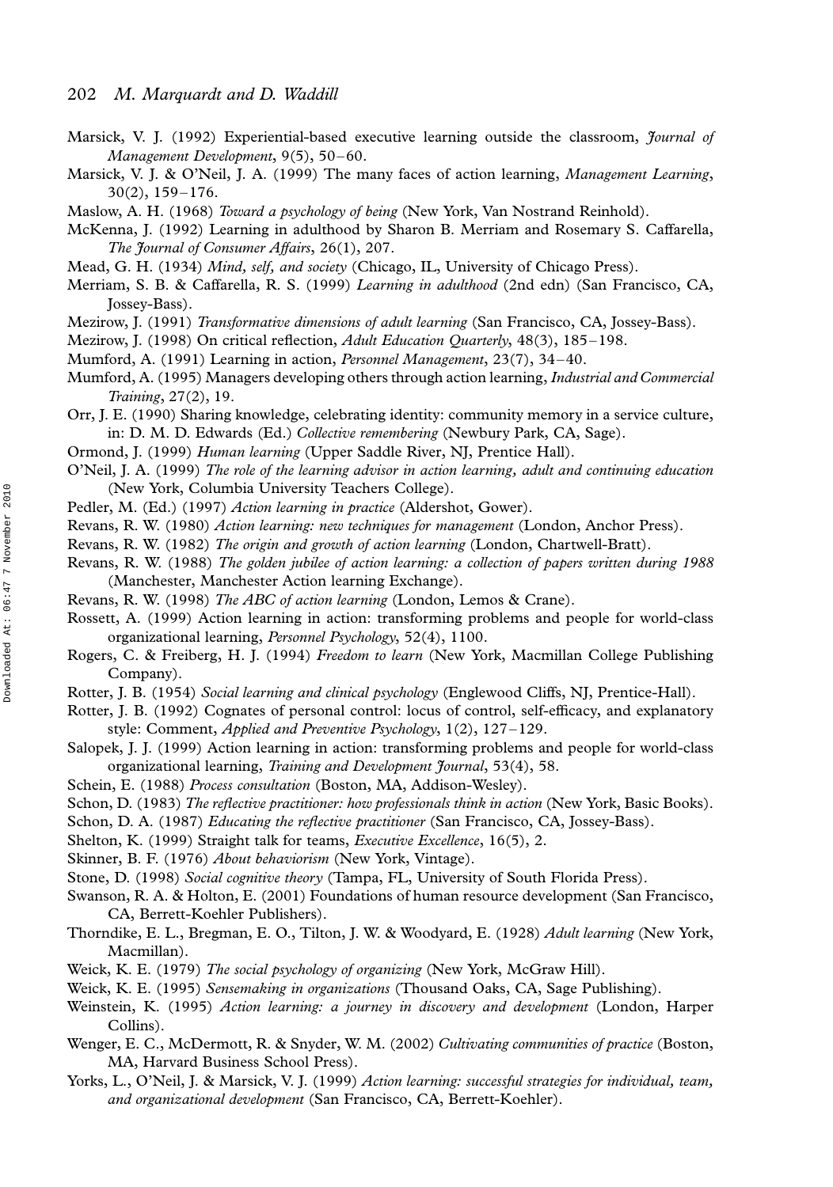Marsick, V. J. (1992) Experiential-based executive learning outside the classroom, *Journal of Management Development*, 9(5), 50–60.

Marsick, V. J. & O'Neil, J. A. (1999) The many faces of action learning, *Management Learning*, 30(2), 159–176.

Maslow, A. H. (1968) *Toward a psychology of being* (New York, Van Nostrand Reinhold).

McKenna, J. (1992) Learning in adulthood by Sharon B. Merriam and Rosemary S. Caffarella, *The Journal of Consumer Affairs*, 26(1), 207.

Mead, G. H. (1934) *Mind, self, and society* (Chicago, IL, University of Chicago Press).

Merriam, S. B. & Caffarella, R. S. (1999) *Learning in adulthood* (2nd edn) (San Francisco, CA, Jossey-Bass).

Mezirow, J. (1991) *Transformative dimensions of adult learning* (San Francisco, CA, Jossey-Bass).

Mezirow, J. (1998) On critical reflection, *Adult Education Quarterly*, 48(3), 185–198.

Mumford, A. (1991) Learning in action, *Personnel Management*, 23(7), 34–40.

Mumford, A. (1995) Managers developing others through action learning, *Industrial and Commercial Training*, 27(2), 19.

Orr, J. E. (1990) Sharing knowledge, celebrating identity: community memory in a service culture, in: D. M. D. Edwards (Ed.) *Collective remembering* (Newbury Park, CA, Sage).

Ormond, J. (1999) *Human learning* (Upper Saddle River, NJ, Prentice Hall).

O'Neil, J. A. (1999) *The role of the learning advisor in action learning, adult and continuing education* (New York, Columbia University Teachers College).

Pedler, M. (Ed.) (1997) *Action learning in practice* (Aldershot, Gower).

Revans, R. W. (1980) *Action learning: new techniques for management* (London, Anchor Press).

Revans, R. W. (1982) *The origin and growth of action learning* (London, Chartwell-Bratt).

Revans, R. W. (1988) *The golden jubilee of action learning: a collection of papers written during 1988* (Manchester, Manchester Action learning Exchange).

Revans, R. W. (1998) *The ABC of action learning* (London, Lemos & Crane).

Rossett, A. (1999) Action learning in action: transforming problems and people for world-class organizational learning, *Personnel Psychology*, 52(4), 1100.

Rogers, C. & Freiberg, H. J. (1994) *Freedom to learn* (New York, Macmillan College Publishing Company).

Rotter, J. B. (1954) *Social learning and clinical psychology* (Englewood Cliffs, NJ, Prentice-Hall).

Rotter, J. B. (1992) Cognates of personal control: locus of control, self-efficacy, and explanatory style: Comment, *Applied and Preventive Psychology*, 1(2), 127–129.

Salopek, J. J. (1999) Action learning in action: transforming problems and people for world-class organizational learning, *Training and Development Journal*, 53(4), 58.

Schein, E. (1988) *Process consultation* (Boston, MA, Addison-Wesley).

Schon, D. (1983) *The reflective practitioner: how professionals think in action* (New York, Basic Books).

Schon, D. A. (1987) *Educating the reflective practitioner* (San Francisco, CA, Jossey-Bass).

Shelton, K. (1999) Straight talk for teams, *Executive Excellence*, 16(5), 2.

Skinner, B. F. (1976) *About behaviorism* (New York, Vintage).

Stone, D. (1998) *Social cognitive theory* (Tampa, FL, University of South Florida Press).

Swanson, R. A. & Holton, E. (2001) Foundations of human resource development (San Francisco, CA, Berrett-Koehler Publishers).

Thorndike, E. L., Bregman, E. O., Tilton, J. W. & Woodyard, E. (1928) *Adult learning* (New York, Macmillan).

Weick, K. E. (1979) *The social psychology of organizing* (New York, McGraw Hill).

Weick, K. E. (1995) *Sensemaking in organizations* (Thousand Oaks, CA, Sage Publishing).

Weinstein, K. (1995) *Action learning: a journey in discovery and development* (London, Harper Collins).

Wenger, E. C., McDermott, R. & Snyder, W. M. (2002) *Cultivating communities of practice* (Boston, MA, Harvard Business School Press).

Yorks, L., O'Neil, J. & Marsick, V. J. (1999) *Action learning: successful strategies for individual, team, and organizational development* (San Francisco, CA, Berrett-Koehler).